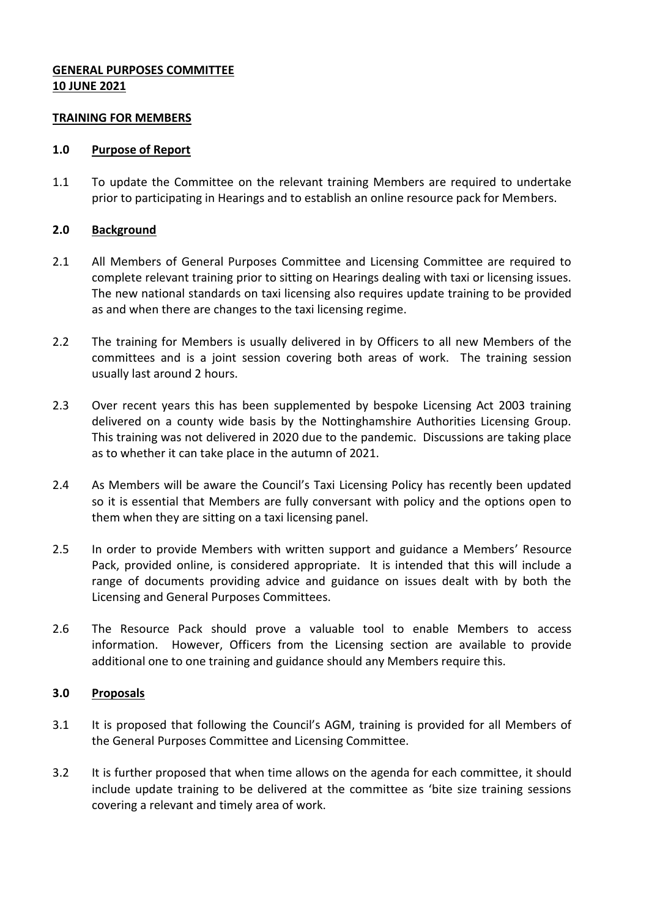**GENERAL PURPOSES COMMITTEE**
**10 JUNE 2021**

**TRAINING FOR MEMBERS**

## 1.0 Purpose of Report

1.1 To update the Committee on the relevant training Members are required to undertake prior to participating in Hearings and to establish an online resource pack for Members.

## 2.0 Background

2.1 All Members of General Purposes Committee and Licensing Committee are required to complete relevant training prior to sitting on Hearings dealing with taxi or licensing issues. The new national standards on taxi licensing also requires update training to be provided as and when there are changes to the taxi licensing regime.

2.2 The training for Members is usually delivered in by Officers to all new Members of the committees and is a joint session covering both areas of work. The training session usually last around 2 hours.

2.3 Over recent years this has been supplemented by bespoke Licensing Act 2003 training delivered on a county wide basis by the Nottinghamshire Authorities Licensing Group. This training was not delivered in 2020 due to the pandemic. Discussions are taking place as to whether it can take place in the autumn of 2021.

2.4 As Members will be aware the Council's Taxi Licensing Policy has recently been updated so it is essential that Members are fully conversant with policy and the options open to them when they are sitting on a taxi licensing panel.

2.5 In order to provide Members with written support and guidance a Members' Resource Pack, provided online, is considered appropriate. It is intended that this will include a range of documents providing advice and guidance on issues dealt with by both the Licensing and General Purposes Committees.

2.6 The Resource Pack should prove a valuable tool to enable Members to access information. However, Officers from the Licensing section are available to provide additional one to one training and guidance should any Members require this.

## 3.0 Proposals

3.1 It is proposed that following the Council's AGM, training is provided for all Members of the General Purposes Committee and Licensing Committee.

3.2 It is further proposed that when time allows on the agenda for each committee, it should include update training to be delivered at the committee as 'bite size training sessions covering a relevant and timely area of work.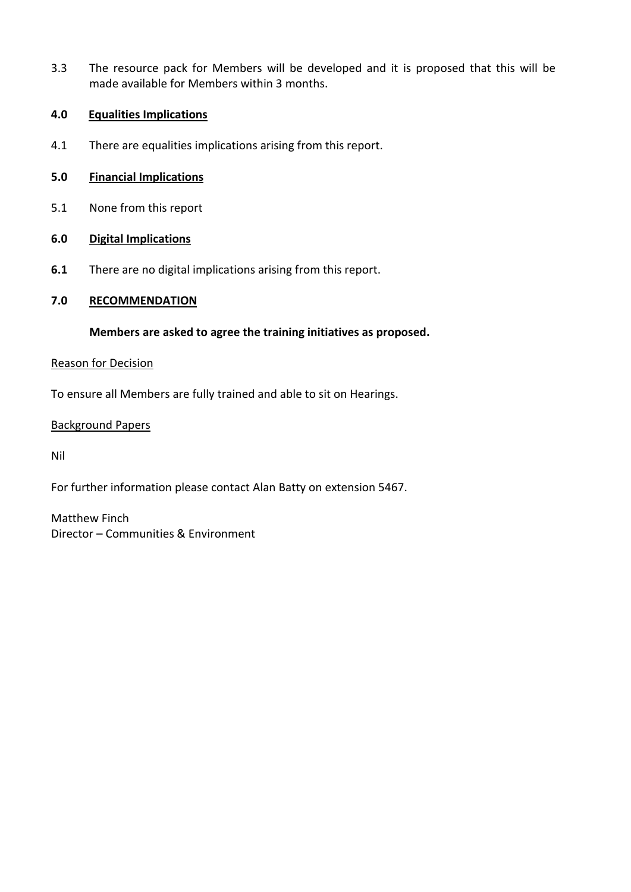3.3 The resource pack for Members will be developed and it is proposed that this will be made available for Members within 3 months.

## 4.0 Equalities Implications

4.1 There are equalities implications arising from this report.

## 5.0 Financial Implications

5.1 None from this report

## 6.0 Digital Implications

**6.1** There are no digital implications arising from this report.

## 7.0 RECOMMENDATION

**Members are asked to agree the training initiatives as proposed.**

Reason for Decision

To ensure all Members are fully trained and able to sit on Hearings.

Background Papers

Nil

For further information please contact Alan Batty on extension 5467.

Matthew Finch
Director – Communities & Environment